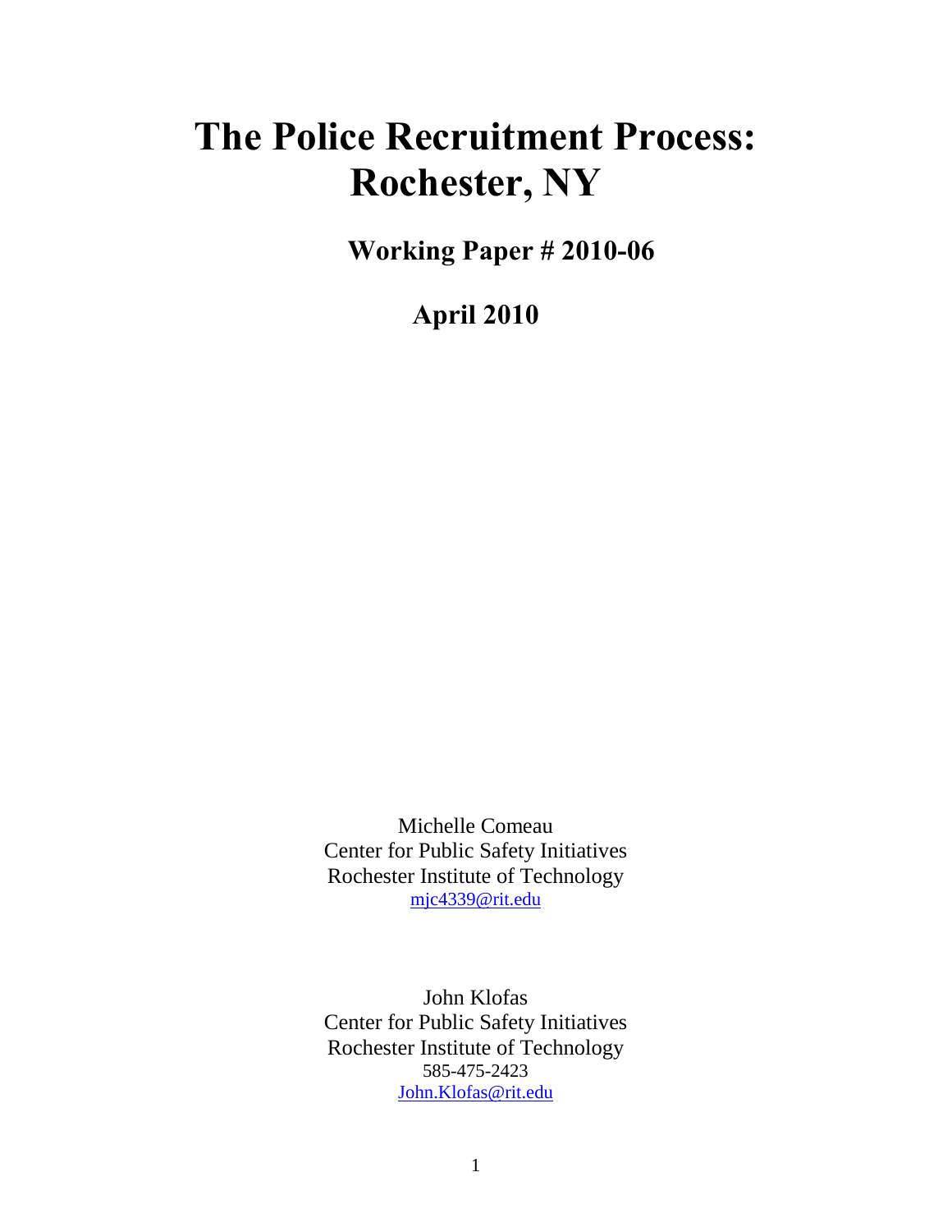# The Police Recruitment Process: Rochester, NY

**Working Paper # 2010-06**

**April 2010**

Michelle Comeau
Center for Public Safety Initiatives
Rochester Institute of Technology
mjc4339@rit.edu

John Klofas
Center for Public Safety Initiatives
Rochester Institute of Technology
585-475-2423
John.Klofas@rit.edu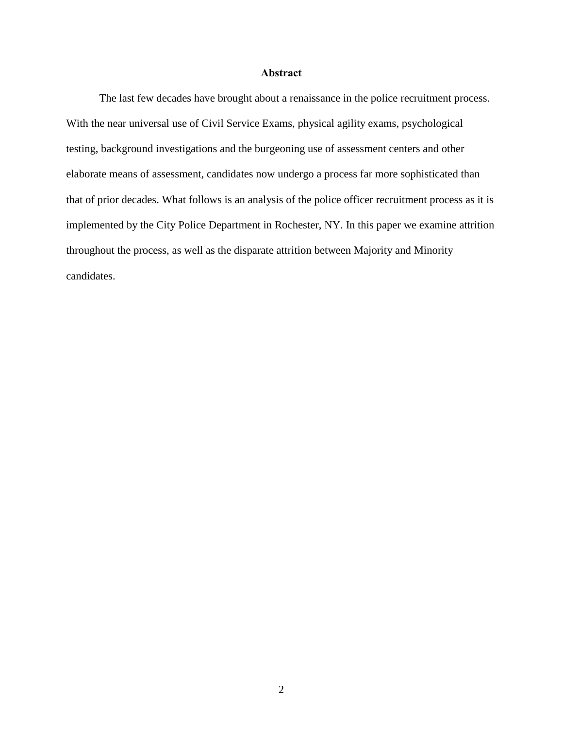## Abstract

The last few decades have brought about a renaissance in the police recruitment process. With the near universal use of Civil Service Exams, physical agility exams, psychological testing, background investigations and the burgeoning use of assessment centers and other elaborate means of assessment, candidates now undergo a process far more sophisticated than that of prior decades. What follows is an analysis of the police officer recruitment process as it is implemented by the City Police Department in Rochester, NY. In this paper we examine attrition throughout the process, as well as the disparate attrition between Majority and Minority candidates.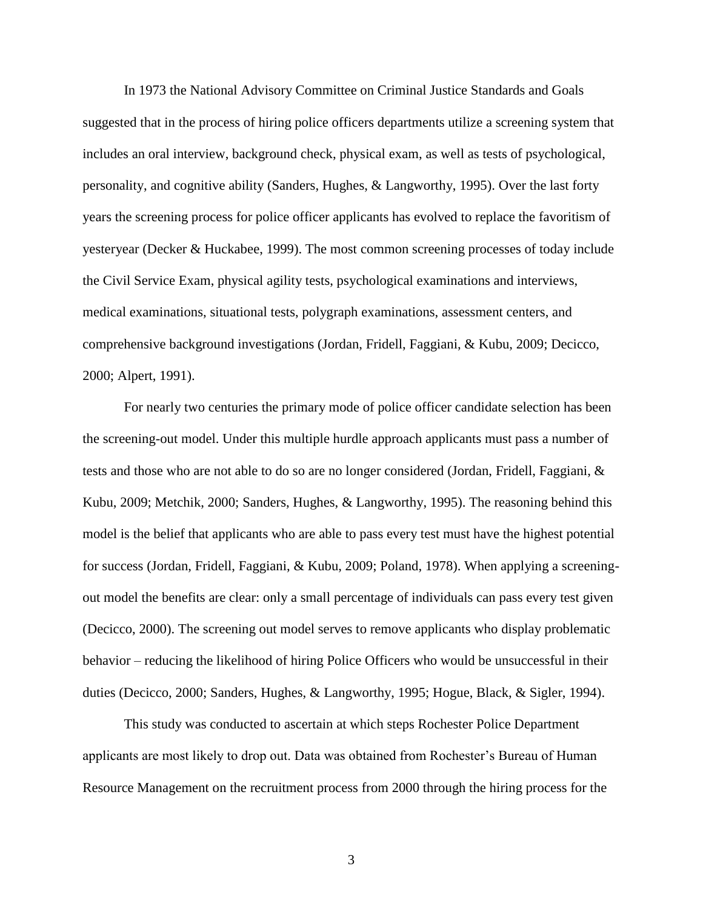In 1973 the National Advisory Committee on Criminal Justice Standards and Goals suggested that in the process of hiring police officers departments utilize a screening system that includes an oral interview, background check, physical exam, as well as tests of psychological, personality, and cognitive ability (Sanders, Hughes, & Langworthy, 1995). Over the last forty years the screening process for police officer applicants has evolved to replace the favoritism of yesteryear (Decker & Huckabee, 1999). The most common screening processes of today include the Civil Service Exam, physical agility tests, psychological examinations and interviews, medical examinations, situational tests, polygraph examinations, assessment centers, and comprehensive background investigations (Jordan, Fridell, Faggiani, & Kubu, 2009; Decicco, 2000; Alpert, 1991).

For nearly two centuries the primary mode of police officer candidate selection has been the screening-out model. Under this multiple hurdle approach applicants must pass a number of tests and those who are not able to do so are no longer considered (Jordan, Fridell, Faggiani, & Kubu, 2009; Metchik, 2000; Sanders, Hughes, & Langworthy, 1995). The reasoning behind this model is the belief that applicants who are able to pass every test must have the highest potential for success (Jordan, Fridell, Faggiani, & Kubu, 2009; Poland, 1978). When applying a screening-out model the benefits are clear: only a small percentage of individuals can pass every test given (Decicco, 2000). The screening out model serves to remove applicants who display problematic behavior – reducing the likelihood of hiring Police Officers who would be unsuccessful in their duties (Decicco, 2000; Sanders, Hughes, & Langworthy, 1995; Hogue, Black, & Sigler, 1994).

This study was conducted to ascertain at which steps Rochester Police Department applicants are most likely to drop out. Data was obtained from Rochester's Bureau of Human Resource Management on the recruitment process from 2000 through the hiring process for the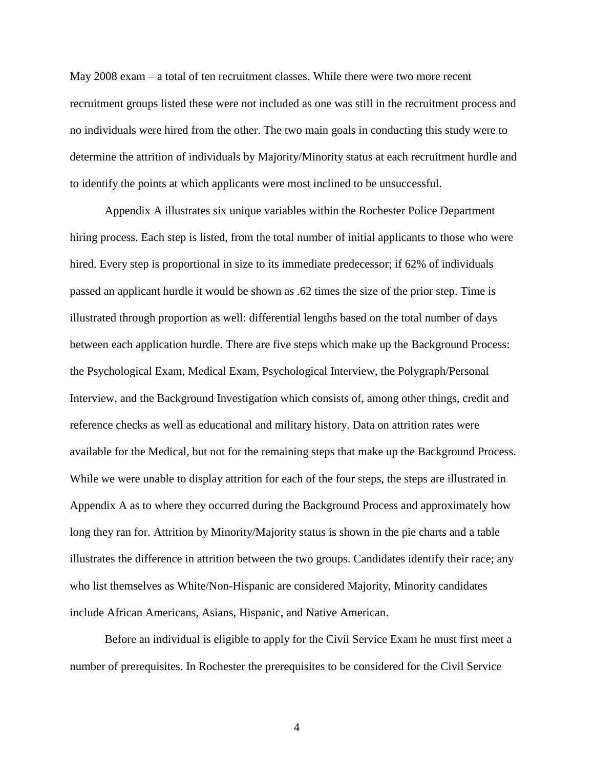May 2008 exam – a total of ten recruitment classes. While there were two more recent recruitment groups listed these were not included as one was still in the recruitment process and no individuals were hired from the other. The two main goals in conducting this study were to determine the attrition of individuals by Majority/Minority status at each recruitment hurdle and to identify the points at which applicants were most inclined to be unsuccessful.

Appendix A illustrates six unique variables within the Rochester Police Department hiring process. Each step is listed, from the total number of initial applicants to those who were hired. Every step is proportional in size to its immediate predecessor; if 62% of individuals passed an applicant hurdle it would be shown as .62 times the size of the prior step. Time is illustrated through proportion as well: differential lengths based on the total number of days between each application hurdle. There are five steps which make up the Background Process: the Psychological Exam, Medical Exam, Psychological Interview, the Polygraph/Personal Interview, and the Background Investigation which consists of, among other things, credit and reference checks as well as educational and military history. Data on attrition rates were available for the Medical, but not for the remaining steps that make up the Background Process. While we were unable to display attrition for each of the four steps, the steps are illustrated in Appendix A as to where they occurred during the Background Process and approximately how long they ran for. Attrition by Minority/Majority status is shown in the pie charts and a table illustrates the difference in attrition between the two groups. Candidates identify their race; any who list themselves as White/Non-Hispanic are considered Majority, Minority candidates include African Americans, Asians, Hispanic, and Native American.

Before an individual is eligible to apply for the Civil Service Exam he must first meet a number of prerequisites. In Rochester the prerequisites to be considered for the Civil Service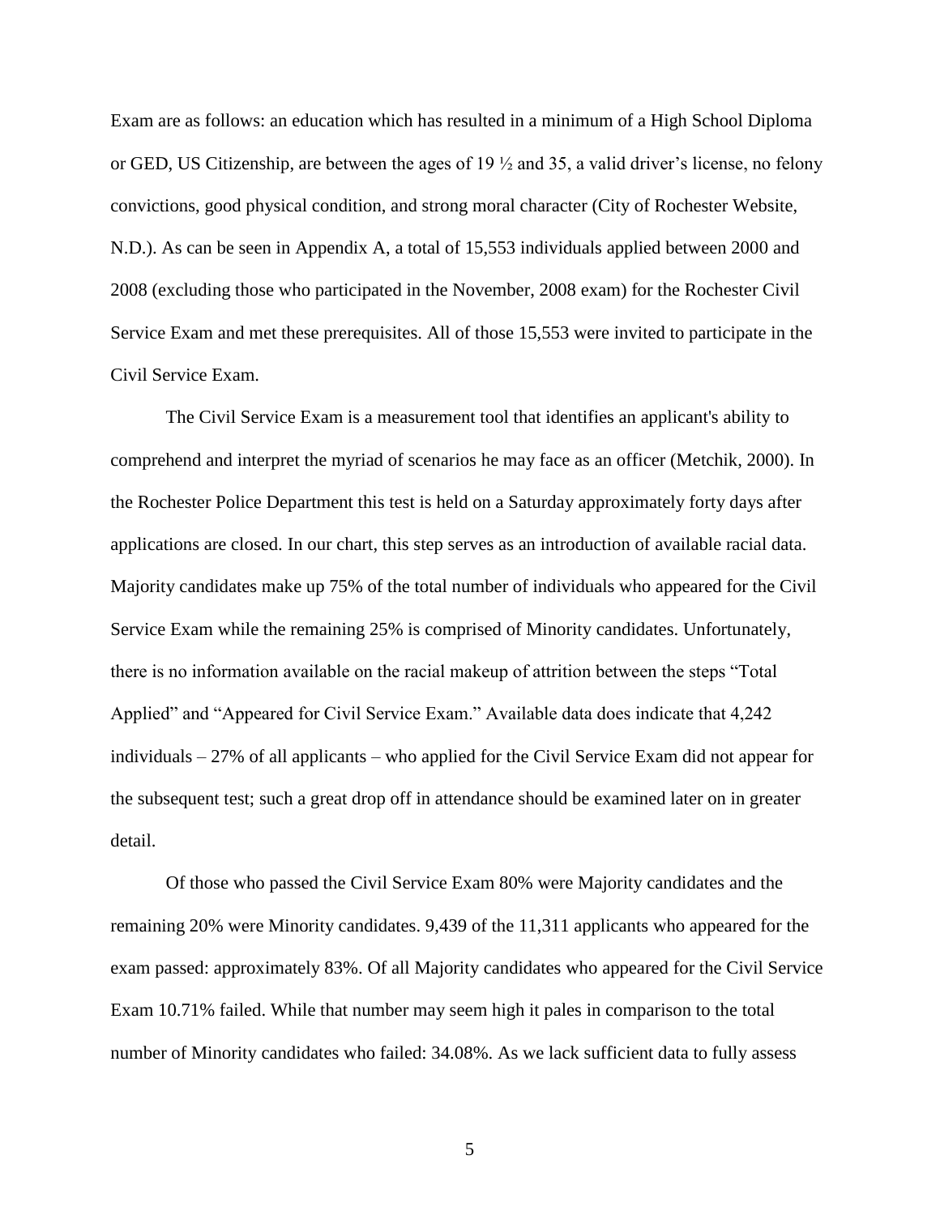Exam are as follows: an education which has resulted in a minimum of a High School Diploma or GED, US Citizenship, are between the ages of 19 ½ and 35, a valid driver's license, no felony convictions, good physical condition, and strong moral character (City of Rochester Website, N.D.). As can be seen in Appendix A, a total of 15,553 individuals applied between 2000 and 2008 (excluding those who participated in the November, 2008 exam) for the Rochester Civil Service Exam and met these prerequisites. All of those 15,553 were invited to participate in the Civil Service Exam.

The Civil Service Exam is a measurement tool that identifies an applicant's ability to comprehend and interpret the myriad of scenarios he may face as an officer (Metchik, 2000). In the Rochester Police Department this test is held on a Saturday approximately forty days after applications are closed. In our chart, this step serves as an introduction of available racial data. Majority candidates make up 75% of the total number of individuals who appeared for the Civil Service Exam while the remaining 25% is comprised of Minority candidates. Unfortunately, there is no information available on the racial makeup of attrition between the steps "Total Applied" and "Appeared for Civil Service Exam." Available data does indicate that 4,242 individuals – 27% of all applicants – who applied for the Civil Service Exam did not appear for the subsequent test; such a great drop off in attendance should be examined later on in greater detail.

Of those who passed the Civil Service Exam 80% were Majority candidates and the remaining 20% were Minority candidates. 9,439 of the 11,311 applicants who appeared for the exam passed: approximately 83%. Of all Majority candidates who appeared for the Civil Service Exam 10.71% failed. While that number may seem high it pales in comparison to the total number of Minority candidates who failed: 34.08%. As we lack sufficient data to fully assess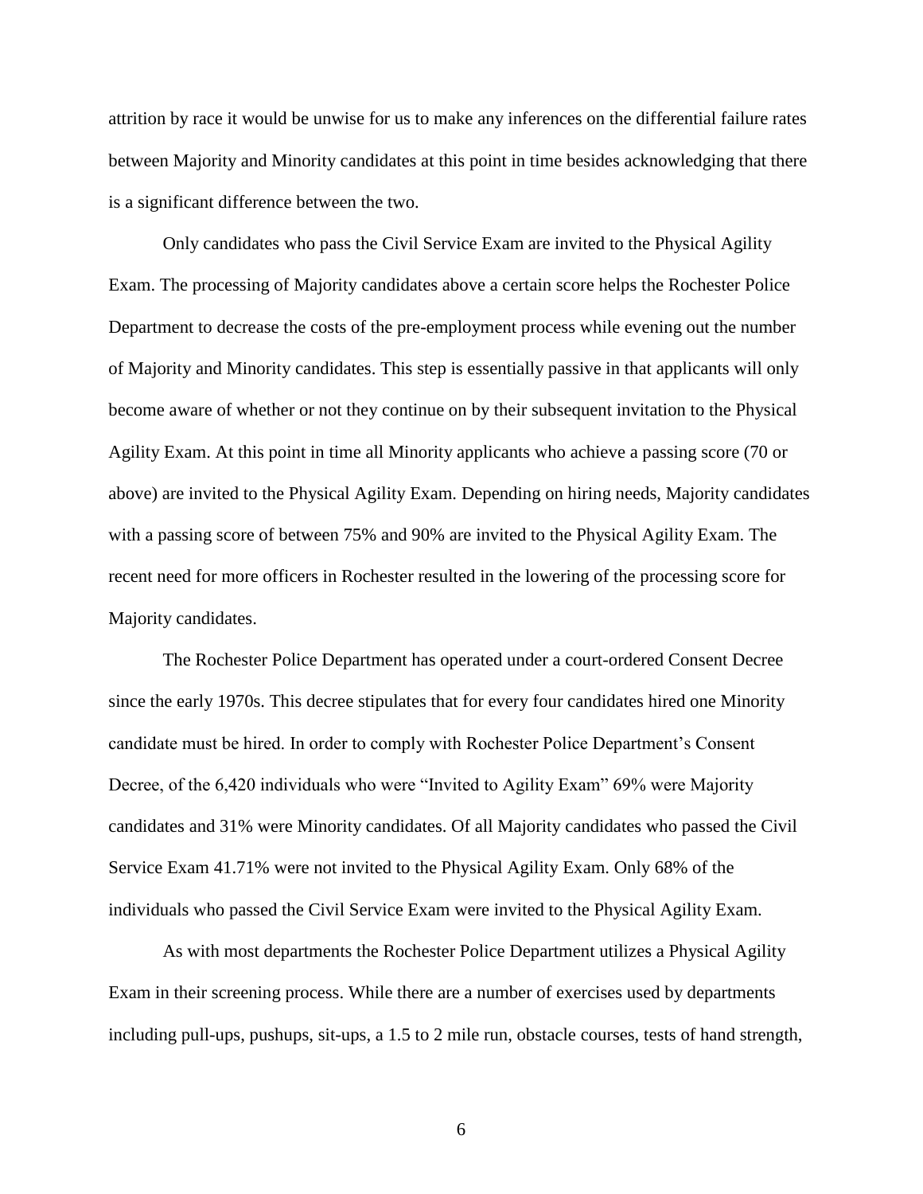attrition by race it would be unwise for us to make any inferences on the differential failure rates between Majority and Minority candidates at this point in time besides acknowledging that there is a significant difference between the two.

Only candidates who pass the Civil Service Exam are invited to the Physical Agility Exam. The processing of Majority candidates above a certain score helps the Rochester Police Department to decrease the costs of the pre-employment process while evening out the number of Majority and Minority candidates. This step is essentially passive in that applicants will only become aware of whether or not they continue on by their subsequent invitation to the Physical Agility Exam. At this point in time all Minority applicants who achieve a passing score (70 or above) are invited to the Physical Agility Exam. Depending on hiring needs, Majority candidates with a passing score of between 75% and 90% are invited to the Physical Agility Exam. The recent need for more officers in Rochester resulted in the lowering of the processing score for Majority candidates.

The Rochester Police Department has operated under a court-ordered Consent Decree since the early 1970s. This decree stipulates that for every four candidates hired one Minority candidate must be hired. In order to comply with Rochester Police Department's Consent Decree, of the 6,420 individuals who were "Invited to Agility Exam" 69% were Majority candidates and 31% were Minority candidates. Of all Majority candidates who passed the Civil Service Exam 41.71% were not invited to the Physical Agility Exam. Only 68% of the individuals who passed the Civil Service Exam were invited to the Physical Agility Exam.

As with most departments the Rochester Police Department utilizes a Physical Agility Exam in their screening process. While there are a number of exercises used by departments including pull-ups, pushups, sit-ups, a 1.5 to 2 mile run, obstacle courses, tests of hand strength,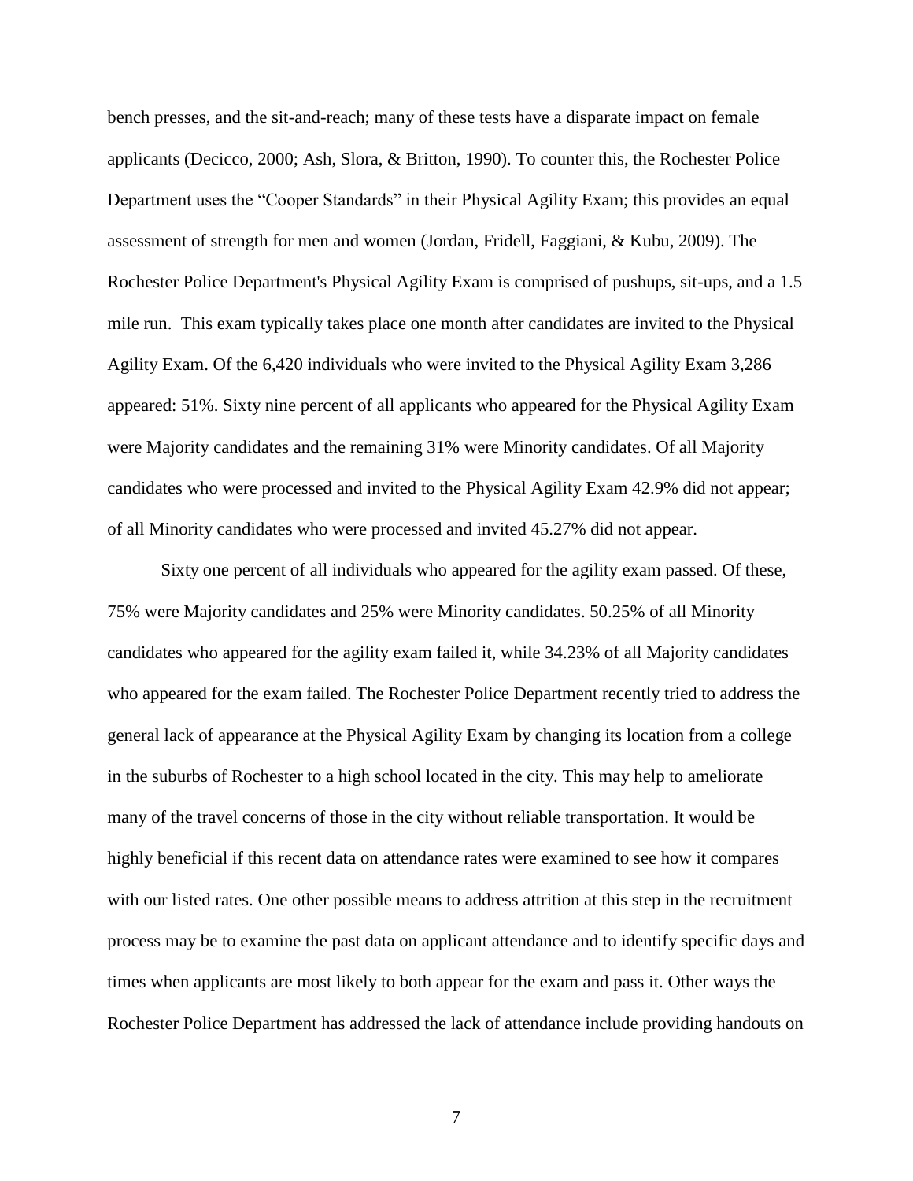bench presses, and the sit-and-reach; many of these tests have a disparate impact on female applicants (Decicco, 2000; Ash, Slora, & Britton, 1990). To counter this, the Rochester Police Department uses the "Cooper Standards" in their Physical Agility Exam; this provides an equal assessment of strength for men and women (Jordan, Fridell, Faggiani, & Kubu, 2009). The Rochester Police Department's Physical Agility Exam is comprised of pushups, sit-ups, and a 1.5 mile run. This exam typically takes place one month after candidates are invited to the Physical Agility Exam. Of the 6,420 individuals who were invited to the Physical Agility Exam 3,286 appeared: 51%. Sixty nine percent of all applicants who appeared for the Physical Agility Exam were Majority candidates and the remaining 31% were Minority candidates. Of all Majority candidates who were processed and invited to the Physical Agility Exam 42.9% did not appear; of all Minority candidates who were processed and invited 45.27% did not appear.

Sixty one percent of all individuals who appeared for the agility exam passed. Of these, 75% were Majority candidates and 25% were Minority candidates. 50.25% of all Minority candidates who appeared for the agility exam failed it, while 34.23% of all Majority candidates who appeared for the exam failed. The Rochester Police Department recently tried to address the general lack of appearance at the Physical Agility Exam by changing its location from a college in the suburbs of Rochester to a high school located in the city. This may help to ameliorate many of the travel concerns of those in the city without reliable transportation. It would be highly beneficial if this recent data on attendance rates were examined to see how it compares with our listed rates. One other possible means to address attrition at this step in the recruitment process may be to examine the past data on applicant attendance and to identify specific days and times when applicants are most likely to both appear for the exam and pass it. Other ways the Rochester Police Department has addressed the lack of attendance include providing handouts on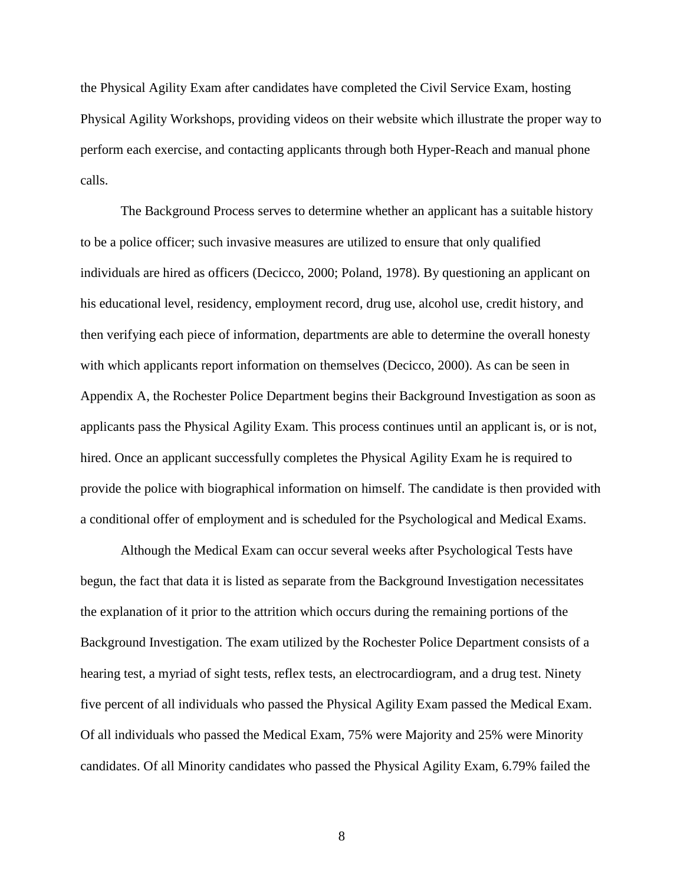the Physical Agility Exam after candidates have completed the Civil Service Exam, hosting Physical Agility Workshops, providing videos on their website which illustrate the proper way to perform each exercise, and contacting applicants through both Hyper-Reach and manual phone calls.

The Background Process serves to determine whether an applicant has a suitable history to be a police officer; such invasive measures are utilized to ensure that only qualified individuals are hired as officers (Decicco, 2000; Poland, 1978). By questioning an applicant on his educational level, residency, employment record, drug use, alcohol use, credit history, and then verifying each piece of information, departments are able to determine the overall honesty with which applicants report information on themselves (Decicco, 2000). As can be seen in Appendix A, the Rochester Police Department begins their Background Investigation as soon as applicants pass the Physical Agility Exam. This process continues until an applicant is, or is not, hired. Once an applicant successfully completes the Physical Agility Exam he is required to provide the police with biographical information on himself. The candidate is then provided with a conditional offer of employment and is scheduled for the Psychological and Medical Exams.

Although the Medical Exam can occur several weeks after Psychological Tests have begun, the fact that data it is listed as separate from the Background Investigation necessitates the explanation of it prior to the attrition which occurs during the remaining portions of the Background Investigation. The exam utilized by the Rochester Police Department consists of a hearing test, a myriad of sight tests, reflex tests, an electrocardiogram, and a drug test. Ninety five percent of all individuals who passed the Physical Agility Exam passed the Medical Exam. Of all individuals who passed the Medical Exam, 75% were Majority and 25% were Minority candidates. Of all Minority candidates who passed the Physical Agility Exam, 6.79% failed the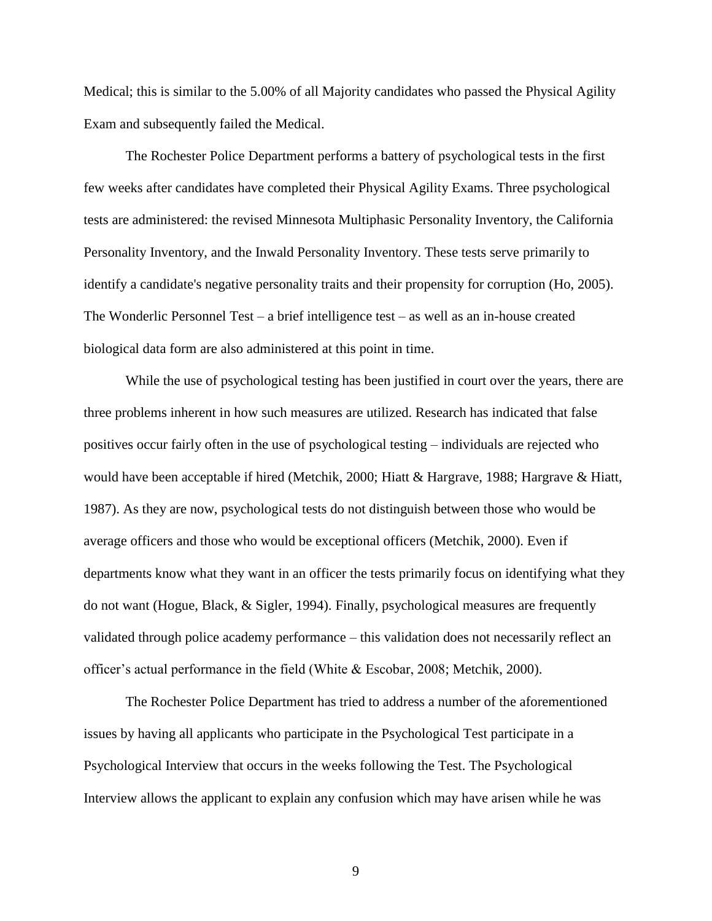Medical; this is similar to the 5.00% of all Majority candidates who passed the Physical Agility Exam and subsequently failed the Medical.

The Rochester Police Department performs a battery of psychological tests in the first few weeks after candidates have completed their Physical Agility Exams. Three psychological tests are administered: the revised Minnesota Multiphasic Personality Inventory, the California Personality Inventory, and the Inwald Personality Inventory. These tests serve primarily to identify a candidate's negative personality traits and their propensity for corruption (Ho, 2005). The Wonderlic Personnel Test – a brief intelligence test – as well as an in-house created biological data form are also administered at this point in time.

While the use of psychological testing has been justified in court over the years, there are three problems inherent in how such measures are utilized. Research has indicated that false positives occur fairly often in the use of psychological testing – individuals are rejected who would have been acceptable if hired (Metchik, 2000; Hiatt & Hargrave, 1988; Hargrave & Hiatt, 1987). As they are now, psychological tests do not distinguish between those who would be average officers and those who would be exceptional officers (Metchik, 2000). Even if departments know what they want in an officer the tests primarily focus on identifying what they do not want (Hogue, Black, & Sigler, 1994). Finally, psychological measures are frequently validated through police academy performance – this validation does not necessarily reflect an officer's actual performance in the field (White & Escobar, 2008; Metchik, 2000).

The Rochester Police Department has tried to address a number of the aforementioned issues by having all applicants who participate in the Psychological Test participate in a Psychological Interview that occurs in the weeks following the Test. The Psychological Interview allows the applicant to explain any confusion which may have arisen while he was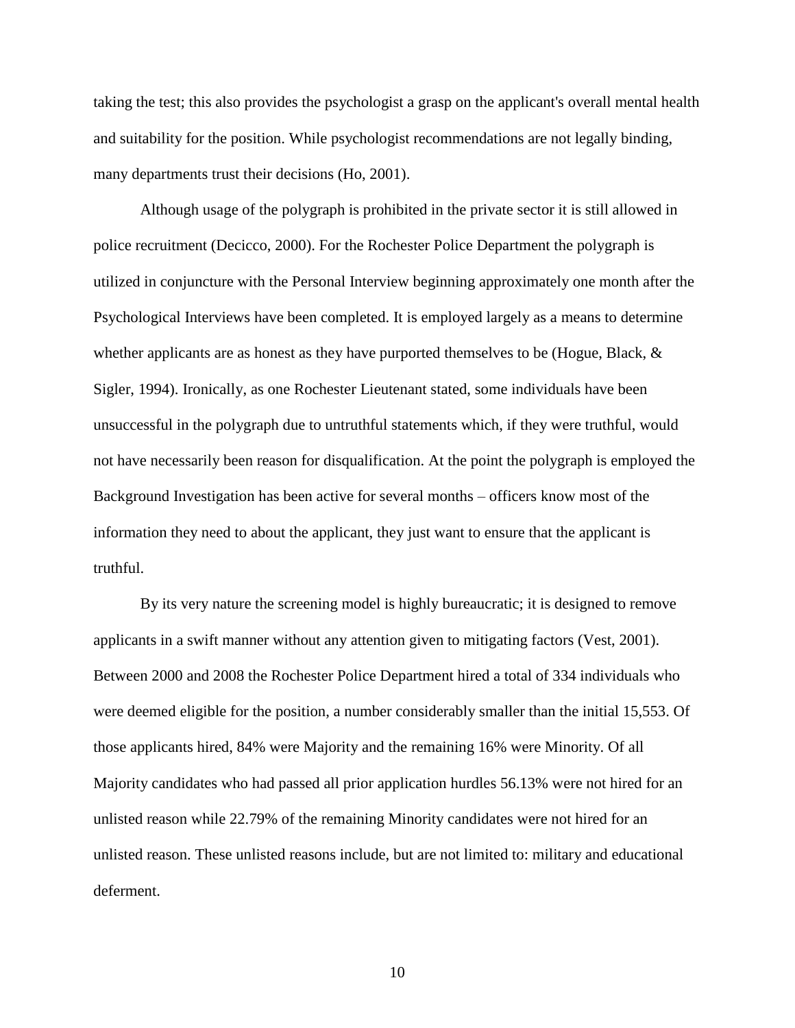taking the test; this also provides the psychologist a grasp on the applicant's overall mental health and suitability for the position. While psychologist recommendations are not legally binding, many departments trust their decisions (Ho, 2001).

Although usage of the polygraph is prohibited in the private sector it is still allowed in police recruitment (Decicco, 2000). For the Rochester Police Department the polygraph is utilized in conjuncture with the Personal Interview beginning approximately one month after the Psychological Interviews have been completed. It is employed largely as a means to determine whether applicants are as honest as they have purported themselves to be (Hogue, Black, & Sigler, 1994). Ironically, as one Rochester Lieutenant stated, some individuals have been unsuccessful in the polygraph due to untruthful statements which, if they were truthful, would not have necessarily been reason for disqualification. At the point the polygraph is employed the Background Investigation has been active for several months – officers know most of the information they need to about the applicant, they just want to ensure that the applicant is truthful.

By its very nature the screening model is highly bureaucratic; it is designed to remove applicants in a swift manner without any attention given to mitigating factors (Vest, 2001). Between 2000 and 2008 the Rochester Police Department hired a total of 334 individuals who were deemed eligible for the position, a number considerably smaller than the initial 15,553. Of those applicants hired, 84% were Majority and the remaining 16% were Minority. Of all Majority candidates who had passed all prior application hurdles 56.13% were not hired for an unlisted reason while 22.79% of the remaining Minority candidates were not hired for an unlisted reason. These unlisted reasons include, but are not limited to: military and educational deferment.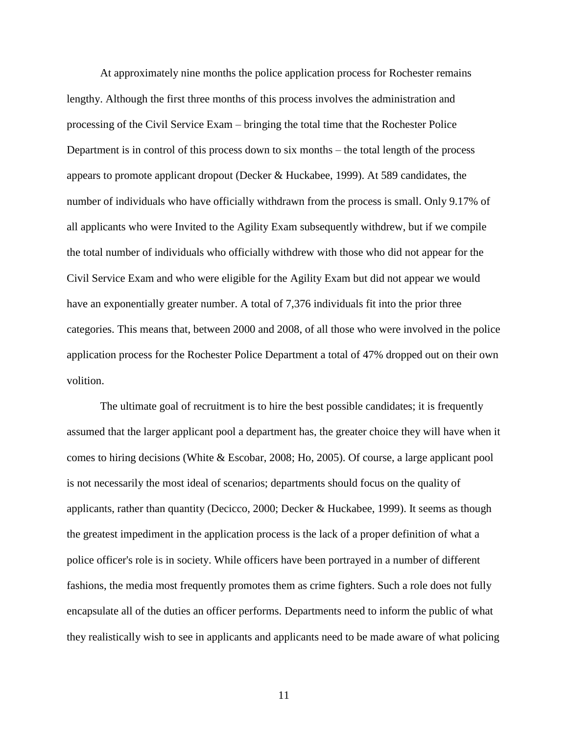At approximately nine months the police application process for Rochester remains lengthy. Although the first three months of this process involves the administration and processing of the Civil Service Exam – bringing the total time that the Rochester Police Department is in control of this process down to six months – the total length of the process appears to promote applicant dropout (Decker & Huckabee, 1999). At 589 candidates, the number of individuals who have officially withdrawn from the process is small. Only 9.17% of all applicants who were Invited to the Agility Exam subsequently withdrew, but if we compile the total number of individuals who officially withdrew with those who did not appear for the Civil Service Exam and who were eligible for the Agility Exam but did not appear we would have an exponentially greater number. A total of 7,376 individuals fit into the prior three categories. This means that, between 2000 and 2008, of all those who were involved in the police application process for the Rochester Police Department a total of 47% dropped out on their own volition.

The ultimate goal of recruitment is to hire the best possible candidates; it is frequently assumed that the larger applicant pool a department has, the greater choice they will have when it comes to hiring decisions (White & Escobar, 2008; Ho, 2005). Of course, a large applicant pool is not necessarily the most ideal of scenarios; departments should focus on the quality of applicants, rather than quantity (Decicco, 2000; Decker & Huckabee, 1999). It seems as though the greatest impediment in the application process is the lack of a proper definition of what a police officer's role is in society. While officers have been portrayed in a number of different fashions, the media most frequently promotes them as crime fighters. Such a role does not fully encapsulate all of the duties an officer performs. Departments need to inform the public of what they realistically wish to see in applicants and applicants need to be made aware of what policing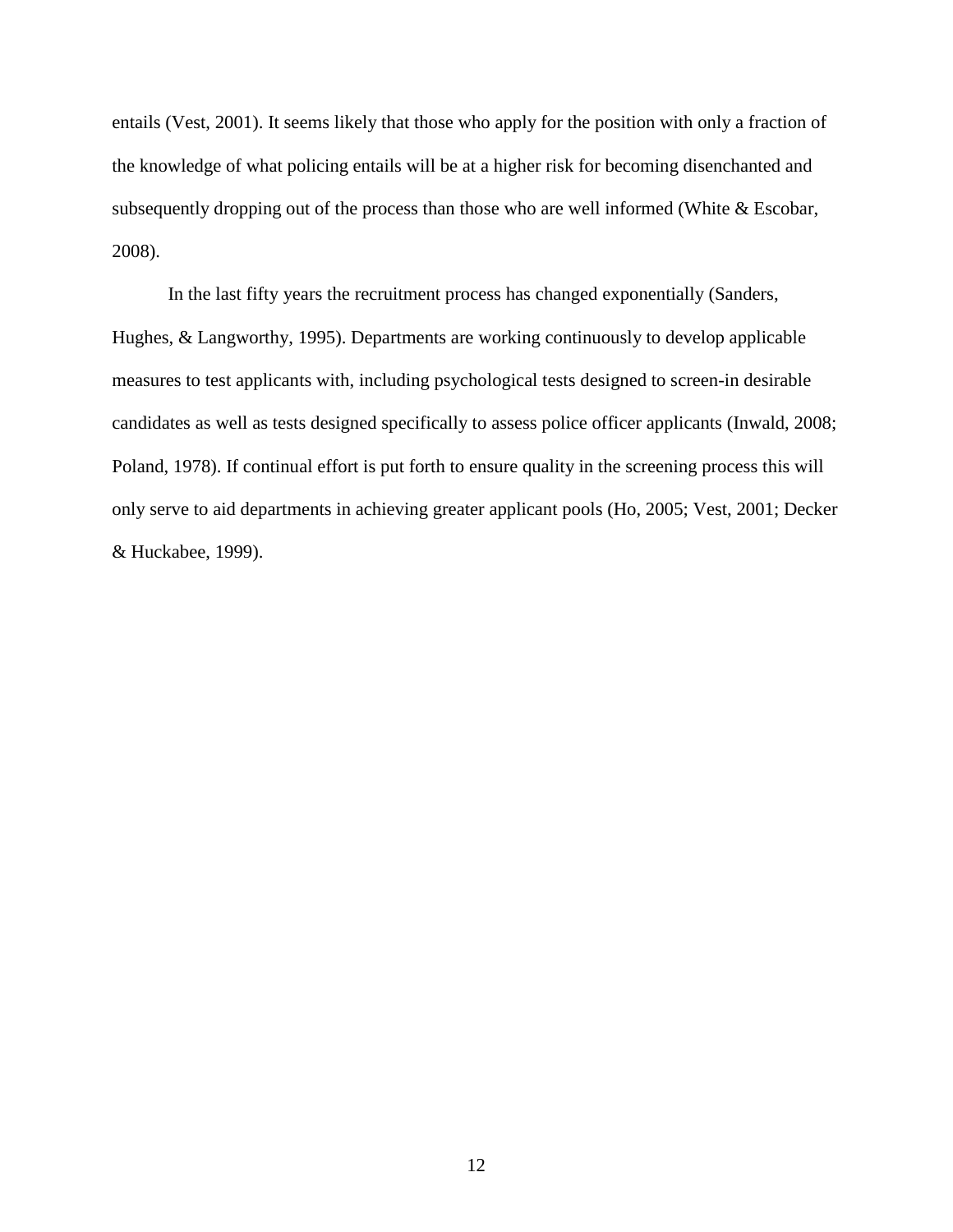entails (Vest, 2001). It seems likely that those who apply for the position with only a fraction of the knowledge of what policing entails will be at a higher risk for becoming disenchanted and subsequently dropping out of the process than those who are well informed (White & Escobar, 2008).

In the last fifty years the recruitment process has changed exponentially (Sanders, Hughes, & Langworthy, 1995). Departments are working continuously to develop applicable measures to test applicants with, including psychological tests designed to screen-in desirable candidates as well as tests designed specifically to assess police officer applicants (Inwald, 2008; Poland, 1978). If continual effort is put forth to ensure quality in the screening process this will only serve to aid departments in achieving greater applicant pools (Ho, 2005; Vest, 2001; Decker & Huckabee, 1999).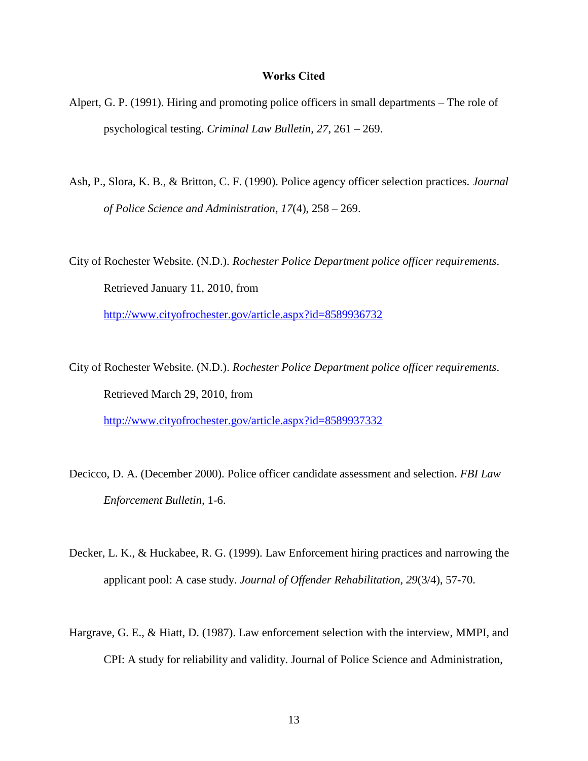**Works Cited**

Alpert, G. P. (1991). Hiring and promoting police officers in small departments – The role of psychological testing. *Criminal Law Bulletin, 27*, 261 – 269.

Ash, P., Slora, K. B., & Britton, C. F. (1990). Police agency officer selection practices. *Journal of Police Science and Administration, 17*(4), 258 – 269.

City of Rochester Website. (N.D.). *Rochester Police Department police officer requirements*. Retrieved January 11, 2010, from http://www.cityofrochester.gov/article.aspx?id=8589936732

City of Rochester Website. (N.D.). *Rochester Police Department police officer requirements*. Retrieved March 29, 2010, from http://www.cityofrochester.gov/article.aspx?id=8589937332

Decicco, D. A. (December 2000). Police officer candidate assessment and selection. *FBI Law Enforcement Bulletin,* 1-6.

Decker, L. K., & Huckabee, R. G. (1999). Law Enforcement hiring practices and narrowing the applicant pool: A case study. *Journal of Offender Rehabilitation, 29*(3/4), 57-70.

Hargrave, G. E., & Hiatt, D. (1987). Law enforcement selection with the interview, MMPI, and CPI: A study for reliability and validity. Journal of Police Science and Administration,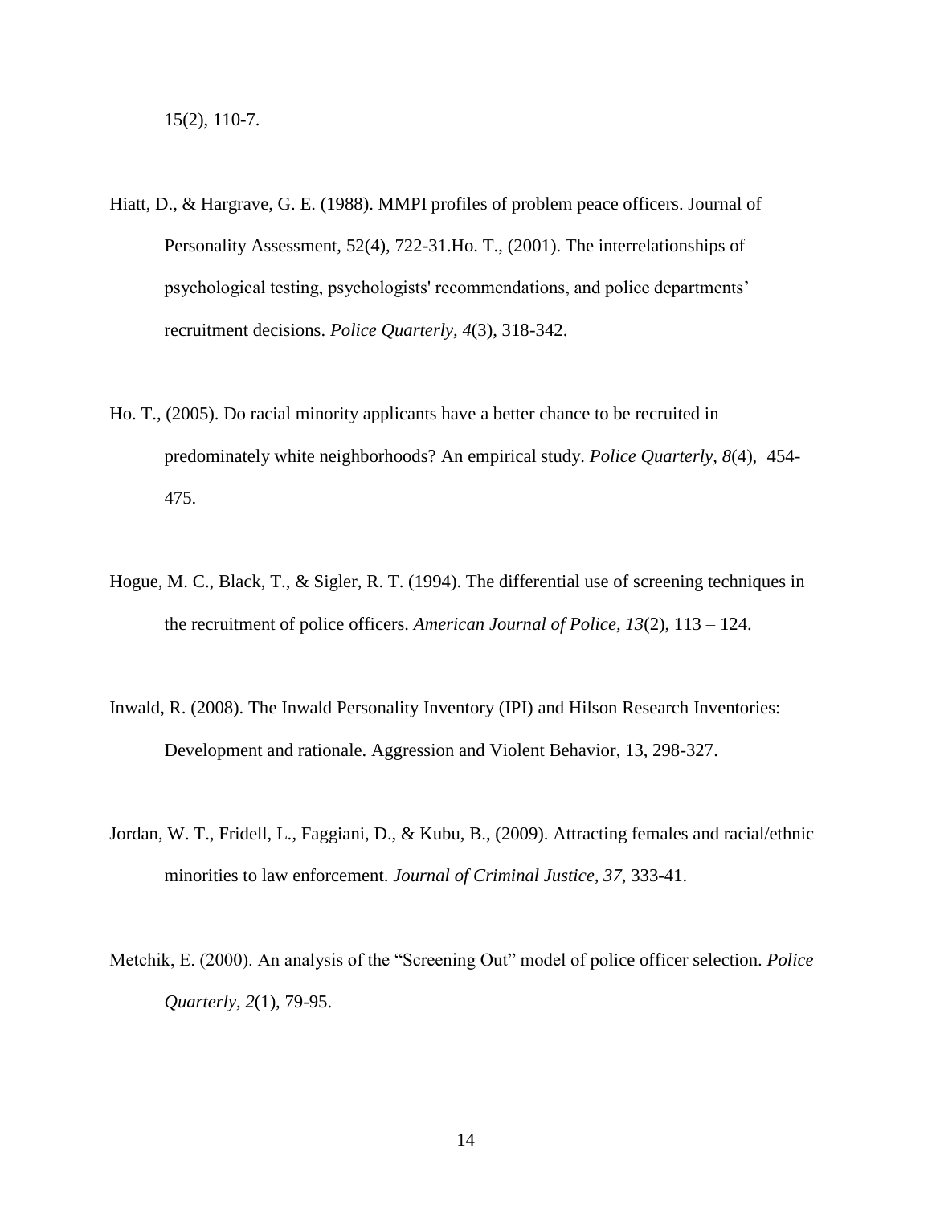15(2), 110-7.

Hiatt, D., & Hargrave, G. E. (1988). MMPI profiles of problem peace officers. Journal of Personality Assessment, 52(4), 722-31.Ho. T., (2001). The interrelationships of psychological testing, psychologists' recommendations, and police departments' recruitment decisions. *Police Quarterly, 4*(3), 318-342.

Ho. T., (2005). Do racial minority applicants have a better chance to be recruited in predominately white neighborhoods? An empirical study. *Police Quarterly, 8*(4), 454-475.

Hogue, M. C., Black, T., & Sigler, R. T. (1994). The differential use of screening techniques in the recruitment of police officers. *American Journal of Police, 13*(2), 113 – 124.

Inwald, R. (2008). The Inwald Personality Inventory (IPI) and Hilson Research Inventories: Development and rationale. Aggression and Violent Behavior, 13, 298-327.

Jordan, W. T., Fridell, L., Faggiani, D., & Kubu, B., (2009). Attracting females and racial/ethnic minorities to law enforcement. *Journal of Criminal Justice, 37*, 333-41.

Metchik, E. (2000). An analysis of the "Screening Out" model of police officer selection. *Police Quarterly, 2*(1), 79-95.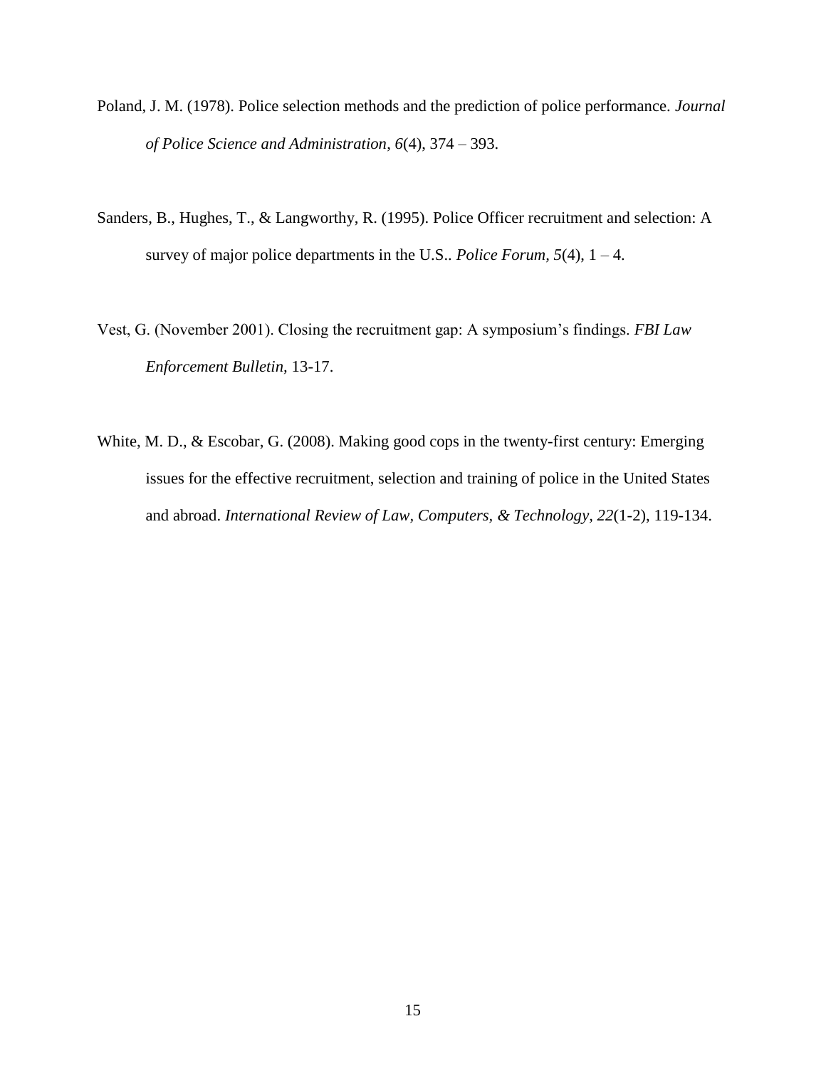Poland, J. M. (1978). Police selection methods and the prediction of police performance. *Journal of Police Science and Administration*, *6*(4), 374 – 393.

Sanders, B., Hughes, T., & Langworthy, R. (1995). Police Officer recruitment and selection: A survey of major police departments in the U.S.. *Police Forum*, *5*(4), 1 – 4.

Vest, G. (November 2001). Closing the recruitment gap: A symposium's findings. *FBI Law Enforcement Bulletin*, 13-17.

White, M. D., & Escobar, G. (2008). Making good cops in the twenty-first century: Emerging issues for the effective recruitment, selection and training of police in the United States and abroad. *International Review of Law, Computers, & Technology, 22*(1-2), 119-134.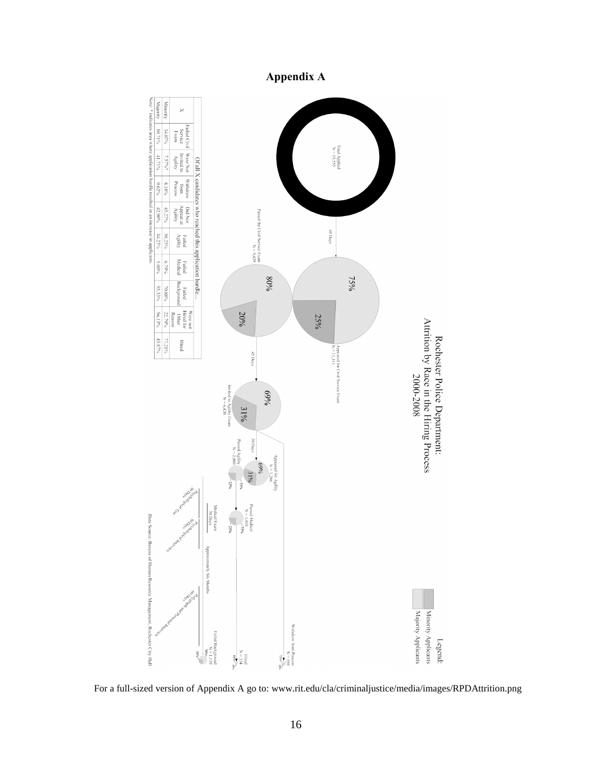# Appendix A

Rochester Police Department:
Attrition by Race in the Hiring Process
2000-2008

Legend:
Minority Applicants
Majority Applicants

Total Applied
N = 15,553

40 Days

Appeared for Civil Service Exam
N = 11,311

75%
25%

Passed the Civil Service Exam
N = 9,439

80%
20%

45 Days

Invited to Agility Exam
N = 6,420

69%
31%

30 Days

Appeared for Agility
N = 3,286

69%
31%

Passed Agility
N = 2,060

75%
25%

Medical Exam
30 Days

Passed Medical
N = 1,891

75%
25%

Psychological Test
30 Days

Psychological Interviews
30 Days

Approximately Six Months

Polygraph and Personal Interviews
60 Days

Withdrew from Process
N = 589

Hired
N = 334

Failed Background
N = 1,119

| Of all X candidates who reached this application hurdle... | | | | | | | | | |
|---|---|---|---|---|---|---|---|---|---|
| X | Failed Civil Service Exam | Were Not Invited to Agility | Withdrew from Process | Did Not Appear at Agility | Failed Agility | Failed Medical | Failed Background | Were not Hired for Other Reason | Hired |
| Minority | 34.07% | 7.57%* | 8.18% | 45.27% | 50.25% | 6.79% | 70.88% | 22.79% | 77.21% |
| Majority | 10.71% | 41.71% | 9.62% | 42.90% | 34.23% | 5.00% | 55.33% | 56.13% | 43.87% |

Note: * indicates area where application hurdle resulted in an increase in applicants.

Data Source: Bureau of Human Resource Management, Rochester City Hall

For a full-sized version of Appendix A go to: www.rit.edu/cla/criminaljustice/media/images/RPDAttrition.png